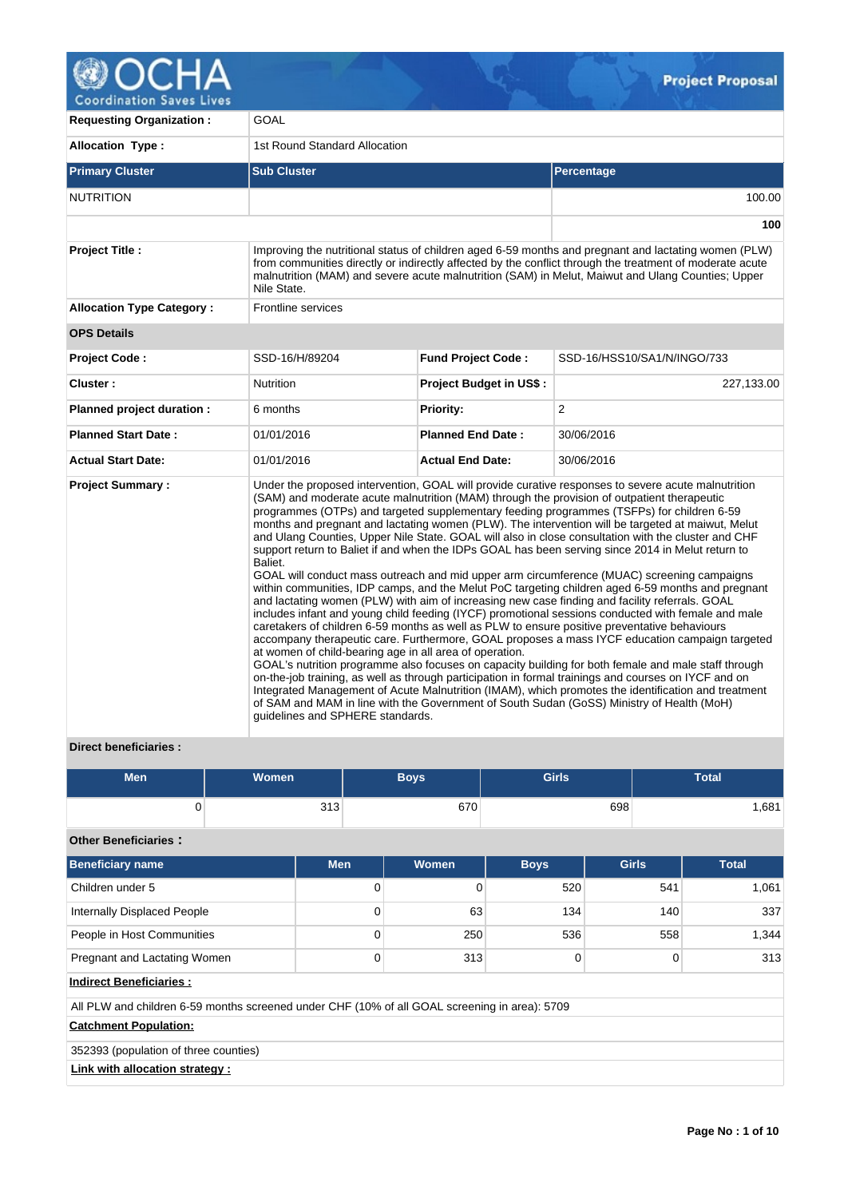# Project Proposal

| | |
|---|---|
| **Requesting Organization :** | GOAL |
| **Allocation Type :** | 1st Round Standard Allocation |

| Primary Cluster | Sub Cluster | Percentage |
|---|---|---|
| NUTRITION | | 100.00 |
| | | **100** |

| | | | |
|---|---|---|---|
| **Project Title :** | Improving the nutritional status of children aged 6-59 months and pregnant and lactating women (PLW) from communities directly or indirectly affected by the conflict through the treatment of moderate acute malnutrition (MAM) and severe acute malnutrition (SAM) in Melut, Maiwut and Ulang Counties; Upper Nile State. | | |
| **Allocation Type Category :** | Frontline services | | |
| **OPS Details** | | | |
| **Project Code :** | SSD-16/H/89204 | **Fund Project Code :** | SSD-16/HSS10/SA1/N/INGO/733 |
| **Cluster :** | Nutrition | **Project Budget in US$ :** | 227,133.00 |
| **Planned project duration :** | 6 months | **Priority:** | 2 |
| **Planned Start Date :** | 01/01/2016 | **Planned End Date :** | 30/06/2016 |
| **Actual Start Date:** | 01/01/2016 | **Actual End Date:** | 30/06/2016 |

**Project Summary :**

Under the proposed intervention, GOAL will provide curative responses to severe acute malnutrition (SAM) and moderate acute malnutrition (MAM) through the provision of outpatient therapeutic programmes (OTPs) and targeted supplementary feeding programmes (TSFPs) for children 6-59 months and pregnant and lactating women (PLW). The intervention will be targeted at maiwut, Melut and Ulang Counties, Upper Nile State. GOAL will also in close consultation with the cluster and CHF support return to Baliet if and when the IDPs GOAL has been serving since 2014 in Melut return to Baliet.
GOAL will conduct mass outreach and mid upper arm circumference (MUAC) screening campaigns within communities, IDP camps, and the Melut PoC targeting children aged 6-59 months and pregnant and lactating women (PLW) with aim of increasing new case finding and facility referrals. GOAL includes infant and young child feeding (IYCF) promotional sessions conducted with female and male caretakers of children 6-59 months as well as PLW to ensure positive preventative behaviours accompany therapeutic care. Furthermore, GOAL proposes a mass IYCF education campaign targeted at women of child-bearing age in all area of operation.
GOAL's nutrition programme also focuses on capacity building for both female and male staff through on-the-job training, as well as through participation in formal trainings and courses on IYCF and on Integrated Management of Acute Malnutrition (IMAM), which promotes the identification and treatment of SAM and MAM in line with the Government of South Sudan (GoSS) Ministry of Health (MoH) guidelines and SPHERE standards.

**Direct beneficiaries :**

| Men | Women | Boys | Girls | Total |
|---|---|---|---|---|
| 0 | 313 | 670 | 698 | 1,681 |

**Other Beneficiaries :**

| Beneficiary name | Men | Women | Boys | Girls | Total |
|---|---|---|---|---|---|
| Children under 5 | 0 | 0 | 520 | 541 | 1,061 |
| Internally Displaced People | 0 | 63 | 134 | 140 | 337 |
| People in Host Communities | 0 | 250 | 536 | 558 | 1,344 |
| Pregnant and Lactating Women | 0 | 313 | 0 | 0 | 313 |

**Indirect Beneficiaries :**

All PLW and children 6-59 months screened under CHF (10% of all GOAL screening in area): 5709

**Catchment Population:**

352393 (population of three counties)

**Link with allocation strategy :**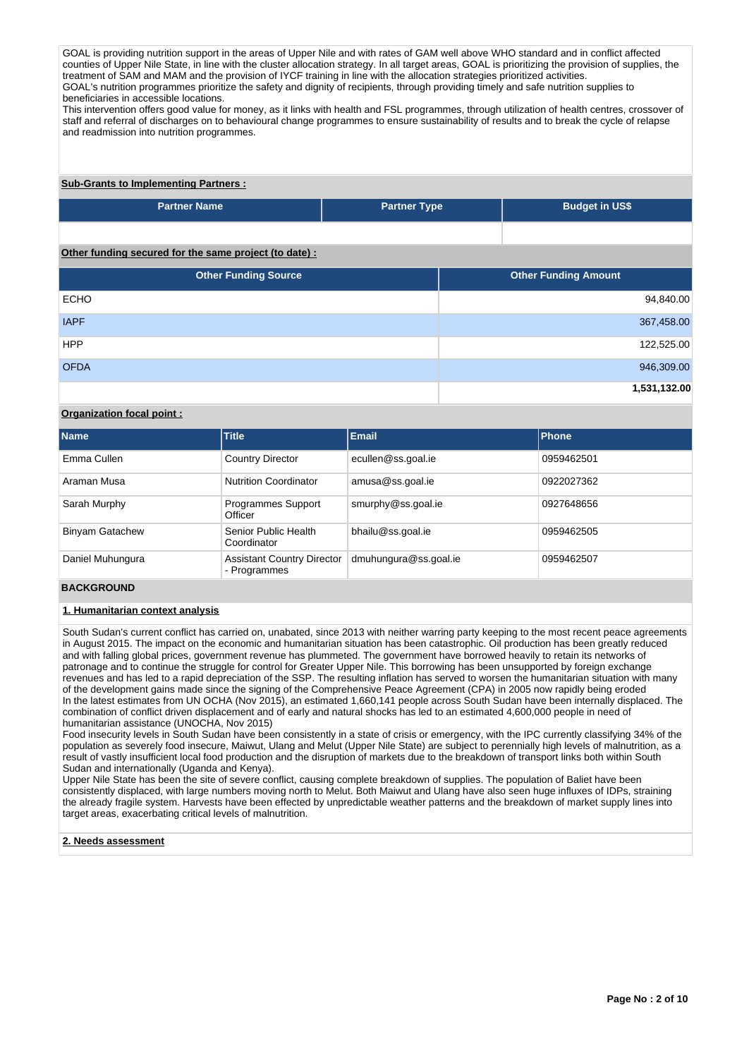GOAL is providing nutrition support in the areas of Upper Nile and with rates of GAM well above WHO standard and in conflict affected counties of Upper Nile State, in line with the cluster allocation strategy. In all target areas, GOAL is prioritizing the provision of supplies, the treatment of SAM and MAM and the provision of IYCF training in line with the allocation strategies prioritized activities.
GOAL's nutrition programmes prioritize the safety and dignity of recipients, through providing timely and safe nutrition supplies to beneficiaries in accessible locations.
This intervention offers good value for money, as it links with health and FSL programmes, through utilization of health centres, crossover of staff and referral of discharges on to behavioural change programmes to ensure sustainability of results and to break the cycle of relapse and readmission into nutrition programmes.

**Sub-Grants to Implementing Partners :**

| Partner Name | Partner Type | Budget in US$ |
|---|---|---|
| | | |

**Other funding secured for the same project (to date) :**

| Other Funding Source | Other Funding Amount |
|---|---|
| ECHO | 94,840.00 |
| IAPF | 367,458.00 |
| HPP | 122,525.00 |
| OFDA | 946,309.00 |
| | **1,531,132.00** |

**Organization focal point :**

| Name | Title | Email | Phone |
|---|---|---|---|
| Emma Cullen | Country Director | ecullen@ss.goal.ie | 0959462501 |
| Araman Musa | Nutrition Coordinator | amusa@ss.goal.ie | 0922027362 |
| Sarah Murphy | Programmes Support Officer | smurphy@ss.goal.ie | 0927648656 |
| Binyam Gatachew | Senior Public Health Coordinator | bhailu@ss.goal.ie | 0959462505 |
| Daniel Muhungura | Assistant Country Director - Programmes | dmuhungura@ss.goal.ie | 0959462507 |

## BACKGROUND

### 1. Humanitarian context analysis

South Sudan's current conflict has carried on, unabated, since 2013 with neither warring party keeping to the most recent peace agreements in August 2015. The impact on the economic and humanitarian situation has been catastrophic. Oil production has been greatly reduced and with falling global prices, government revenue has plummeted. The government have borrowed heavily to retain its networks of patronage and to continue the struggle for control for Greater Upper Nile. This borrowing has been unsupported by foreign exchange revenues and has led to a rapid depreciation of the SSP. The resulting inflation has served to worsen the humanitarian situation with many of the development gains made since the signing of the Comprehensive Peace Agreement (CPA) in 2005 now rapidly being eroded
In the latest estimates from UN OCHA (Nov 2015), an estimated 1,660,141 people across South Sudan have been internally displaced. The combination of conflict driven displacement and of early and natural shocks has led to an estimated 4,600,000 people in need of humanitarian assistance (UNOCHA, Nov 2015)
Food insecurity levels in South Sudan have been consistently in a state of crisis or emergency, with the IPC currently classifying 34% of the population as severely food insecure, Maiwut, Ulang and Melut (Upper Nile State) are subject to perennially high levels of malnutrition, as a result of vastly insufficient local food production and the disruption of markets due to the breakdown of transport links both within South Sudan and internationally (Uganda and Kenya).
Upper Nile State has been the site of severe conflict, causing complete breakdown of supplies. The population of Baliet have been consistently displaced, with large numbers moving north to Melut. Both Maiwut and Ulang have also seen huge influxes of IDPs, straining the already fragile system. Harvests have been effected by unpredictable weather patterns and the breakdown of market supply lines into target areas, exacerbating critical levels of malnutrition.

### 2. Needs assessment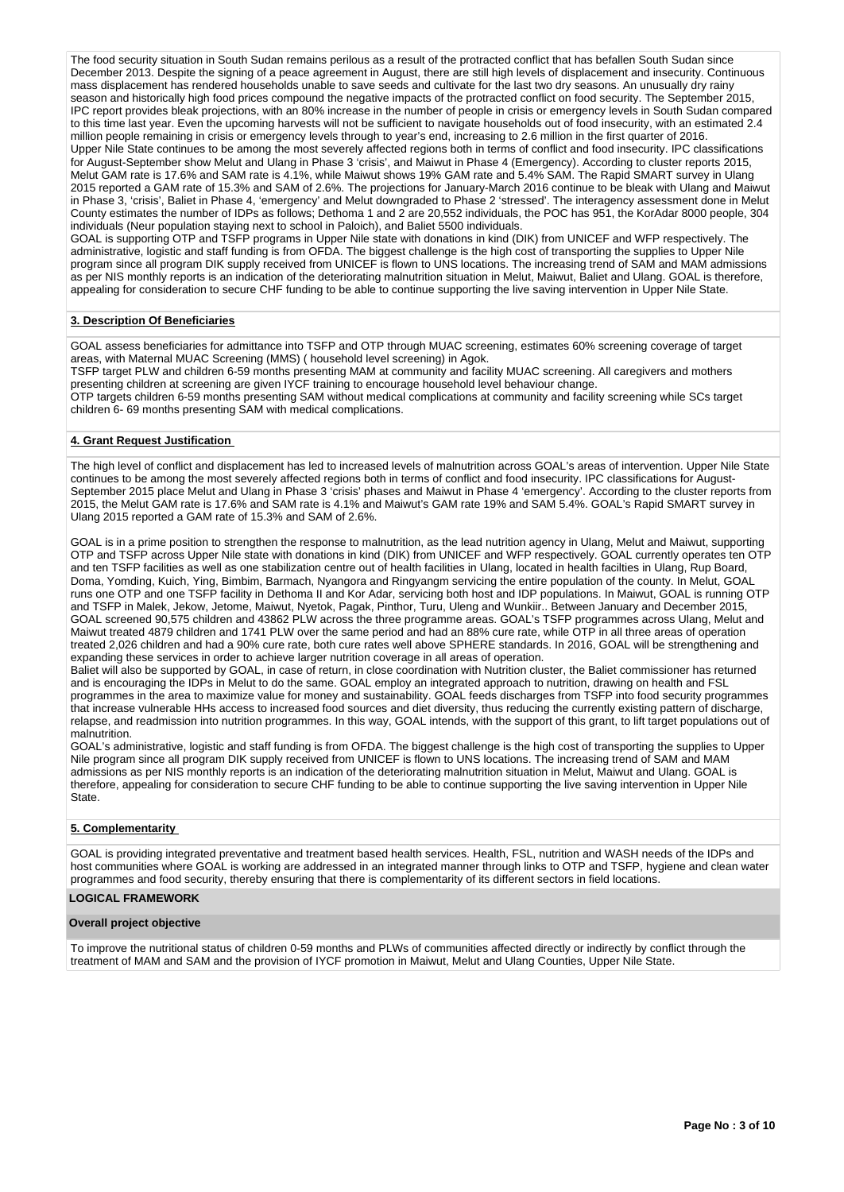The food security situation in South Sudan remains perilous as a result of the protracted conflict that has befallen South Sudan since December 2013. Despite the signing of a peace agreement in August, there are still high levels of displacement and insecurity. Continuous mass displacement has rendered households unable to save seeds and cultivate for the last two dry seasons. An unusually dry rainy season and historically high food prices compound the negative impacts of the protracted conflict on food security. The September 2015, IPC report provides bleak projections, with an 80% increase in the number of people in crisis or emergency levels in South Sudan compared to this time last year. Even the upcoming harvests will not be sufficient to navigate households out of food insecurity, with an estimated 2.4 million people remaining in crisis or emergency levels through to year's end, increasing to 2.6 million in the first quarter of 2016.
Upper Nile State continues to be among the most severely affected regions both in terms of conflict and food insecurity. IPC classifications for August-September show Melut and Ulang in Phase 3 'crisis', and Maiwut in Phase 4 (Emergency). According to cluster reports 2015, Melut GAM rate is 17.6% and SAM rate is 4.1%, while Maiwut shows 19% GAM rate and 5.4% SAM. The Rapid SMART survey in Ulang 2015 reported a GAM rate of 15.3% and SAM of 2.6%. The projections for January-March 2016 continue to be bleak with Ulang and Maiwut in Phase 3, 'crisis', Baliet in Phase 4, 'emergency' and Melut downgraded to Phase 2 'stressed'. The interagency assessment done in Melut County estimates the number of IDPs as follows; Dethoma 1 and 2 are 20,552 individuals, the POC has 951, the KorAdar 8000 people, 304 individuals (Neur population staying next to school in Paloich), and Baliet 5500 individuals.
GOAL is supporting OTP and TSFP programs in Upper Nile state with donations in kind (DIK) from UNICEF and WFP respectively. The administrative, logistic and staff funding is from OFDA. The biggest challenge is the high cost of transporting the supplies to Upper Nile program since all program DIK supply received from UNICEF is flown to UNS locations. The increasing trend of SAM and MAM admissions as per NIS monthly reports is an indication of the deteriorating malnutrition situation in Melut, Maiwut, Baliet and Ulang. GOAL is therefore, appealing for consideration to secure CHF funding to be able to continue supporting the live saving intervention in Upper Nile State.

## 3. Description Of Beneficiaries

GOAL assess beneficiaries for admittance into TSFP and OTP through MUAC screening, estimates 60% screening coverage of target areas, with Maternal MUAC Screening (MMS) ( household level screening) in Agok.
TSFP target PLW and children 6-59 months presenting MAM at community and facility MUAC screening. All caregivers and mothers presenting children at screening are given IYCF training to encourage household level behaviour change.
OTP targets children 6-59 months presenting SAM without medical complications at community and facility screening while SCs target children 6- 69 months presenting SAM with medical complications.

## 4. Grant Request Justification

The high level of conflict and displacement has led to increased levels of malnutrition across GOAL's areas of intervention. Upper Nile State continues to be among the most severely affected regions both in terms of conflict and food insecurity. IPC classifications for August-September 2015 place Melut and Ulang in Phase 3 'crisis' phases and Maiwut in Phase 4 'emergency'. According to the cluster reports from 2015, the Melut GAM rate is 17.6% and SAM rate is 4.1% and Maiwut's GAM rate 19% and SAM 5.4%. GOAL's Rapid SMART survey in Ulang 2015 reported a GAM rate of 15.3% and SAM of 2.6%.

GOAL is in a prime position to strengthen the response to malnutrition, as the lead nutrition agency in Ulang, Melut and Maiwut, supporting OTP and TSFP across Upper Nile state with donations in kind (DIK) from UNICEF and WFP respectively. GOAL currently operates ten OTP and ten TSFP facilities as well as one stabilization centre out of health facilities in Ulang, located in health facilties in Ulang, Rup Board, Doma, Yomding, Kuich, Ying, Bimbim, Barmach, Nyangora and Ringyangm servicing the entire population of the county. In Melut, GOAL runs one OTP and one TSFP facility in Dethoma II and Kor Adar, servicing both host and IDP populations. In Maiwut, GOAL is running OTP and TSFP in Malek, Jekow, Jetome, Maiwut, Nyetok, Pagak, Pinthor, Turu, Uleng and Wunkiir.. Between January and December 2015, GOAL screened 90,575 children and 43862 PLW across the three programme areas. GOAL's TSFP programmes across Ulang, Melut and Maiwut treated 4879 children and 1741 PLW over the same period and had an 88% cure rate, while OTP in all three areas of operation treated 2,026 children and had a 90% cure rate, both cure rates well above SPHERE standards. In 2016, GOAL will be strengthening and expanding these services in order to achieve larger nutrition coverage in all areas of operation.
Baliet will also be supported by GOAL, in case of return, in close coordination with Nutrition cluster, the Baliet commissioner has returned and is encouraging the IDPs in Melut to do the same. GOAL employ an integrated approach to nutrition, drawing on health and FSL programmes in the area to maximize value for money and sustainability. GOAL feeds discharges from TSFP into food security programmes that increase vulnerable HHs access to increased food sources and diet diversity, thus reducing the currently existing pattern of discharge, relapse, and readmission into nutrition programmes. In this way, GOAL intends, with the support of this grant, to lift target populations out of malnutrition.
GOAL's administrative, logistic and staff funding is from OFDA. The biggest challenge is the high cost of transporting the supplies to Upper Nile program since all program DIK supply received from UNICEF is flown to UNS locations. The increasing trend of SAM and MAM admissions as per NIS monthly reports is an indication of the deteriorating malnutrition situation in Melut, Maiwut and Ulang. GOAL is therefore, appealing for consideration to secure CHF funding to be able to continue supporting the live saving intervention in Upper Nile State.

## 5. Complementarity

GOAL is providing integrated preventative and treatment based health services. Health, FSL, nutrition and WASH needs of the IDPs and host communities where GOAL is working are addressed in an integrated manner through links to OTP and TSFP, hygiene and clean water programmes and food security, thereby ensuring that there is complementarity of its different sectors in field locations.

## LOGICAL FRAMEWORK

### Overall project objective

To improve the nutritional status of children 0-59 months and PLWs of communities affected directly or indirectly by conflict through the treatment of MAM and SAM and the provision of IYCF promotion in Maiwut, Melut and Ulang Counties, Upper Nile State.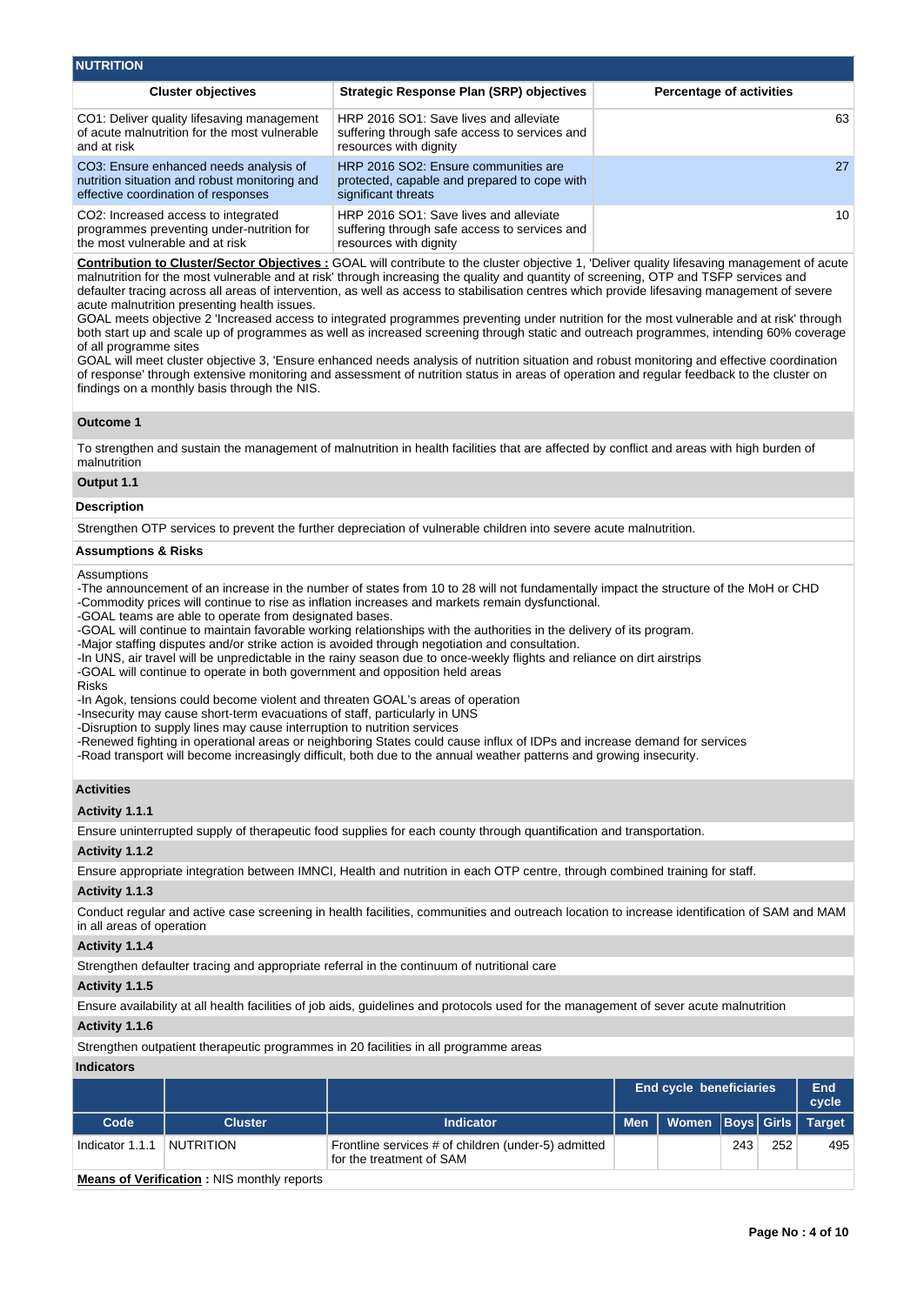## NUTRITION

| Cluster objectives | Strategic Response Plan (SRP) objectives | Percentage of activities |
|---|---|---|
| CO1: Deliver quality lifesaving management of acute malnutrition for the most vulnerable and at risk | HRP 2016 SO1: Save lives and alleviate suffering through safe access to services and resources with dignity | 63 |
| CO3: Ensure enhanced needs analysis of nutrition situation and robust monitoring and effective coordination of responses | HRP 2016 SO2: Ensure communities are protected, capable and prepared to cope with significant threats | 27 |
| CO2: Increased access to integrated programmes preventing under-nutrition for the most vulnerable and at risk | HRP 2016 SO1: Save lives and alleviate suffering through safe access to services and resources with dignity | 10 |

**Contribution to Cluster/Sector Objectives :** GOAL will contribute to the cluster objective 1, 'Deliver quality lifesaving management of acute malnutrition for the most vulnerable and at risk' through increasing the quality and quantity of screening, OTP and TSFP services and defaulter tracing across all areas of intervention, as well as access to stabilisation centres which provide lifesaving management of severe acute malnutrition presenting health issues.
GOAL meets objective 2 'Increased access to integrated programmes preventing under nutrition for the most vulnerable and at risk' through both start up and scale up of programmes as well as increased screening through static and outreach programmes, intending 60% coverage of all programme sites
GOAL will meet cluster objective 3, 'Ensure enhanced needs analysis of nutrition situation and robust monitoring and effective coordination of response' through extensive monitoring and assessment of nutrition status in areas of operation and regular feedback to the cluster on findings on a monthly basis through the NIS.

### Outcome 1

To strengthen and sustain the management of malnutrition in health facilities that are affected by conflict and areas with high burden of malnutrition

### Output 1.1

#### Description

Strengthen OTP services to prevent the further depreciation of vulnerable children into severe acute malnutrition.

#### Assumptions & Risks

Assumptions
-The announcement of an increase in the number of states from 10 to 28 will not fundamentally impact the structure of the MoH or CHD
-Commodity prices will continue to rise as inflation increases and markets remain dysfunctional.
-GOAL teams are able to operate from designated bases.
-GOAL will continue to maintain favorable working relationships with the authorities in the delivery of its program.
-Major staffing disputes and/or strike action is avoided through negotiation and consultation.
-In UNS, air travel will be unpredictable in the rainy season due to once-weekly flights and reliance on dirt airstrips
-GOAL will continue to operate in both government and opposition held areas
Risks
-In Agok, tensions could become violent and threaten GOAL's areas of operation
-Insecurity may cause short-term evacuations of staff, particularly in UNS
-Disruption to supply lines may cause interruption to nutrition services
-Renewed fighting in operational areas or neighboring States could cause influx of IDPs and increase demand for services
-Road transport will become increasingly difficult, both due to the annual weather patterns and growing insecurity.

#### Activities

**Activity 1.1.1**

Ensure uninterrupted supply of therapeutic food supplies for each county through quantification and transportation.

**Activity 1.1.2**

Ensure appropriate integration between IMNCI, Health and nutrition in each OTP centre, through combined training for staff.

**Activity 1.1.3**

Conduct regular and active case screening in health facilities, communities and outreach location to increase identification of SAM and MAM in all areas of operation

**Activity 1.1.4**

Strengthen defaulter tracing and appropriate referral in the continuum of nutritional care

**Activity 1.1.5**

Ensure availability at all health facilities of job aids, guidelines and protocols used for the management of sever acute malnutrition

**Activity 1.1.6**

Strengthen outpatient therapeutic programmes in 20 facilities in all programme areas

#### Indicators

| | | | End cycle beneficiaries | | | | End cycle |
|---|---|---|---|---|---|---|---|
| **Code** | **Cluster** | **Indicator** | **Men** | **Women** | **Boys** | **Girls** | **Target** |
| Indicator 1.1.1 | NUTRITION | Frontline services # of children (under-5) admitted for the treatment of SAM | | | 243 | 252 | 495 |

**Means of Verification :** NIS monthly reports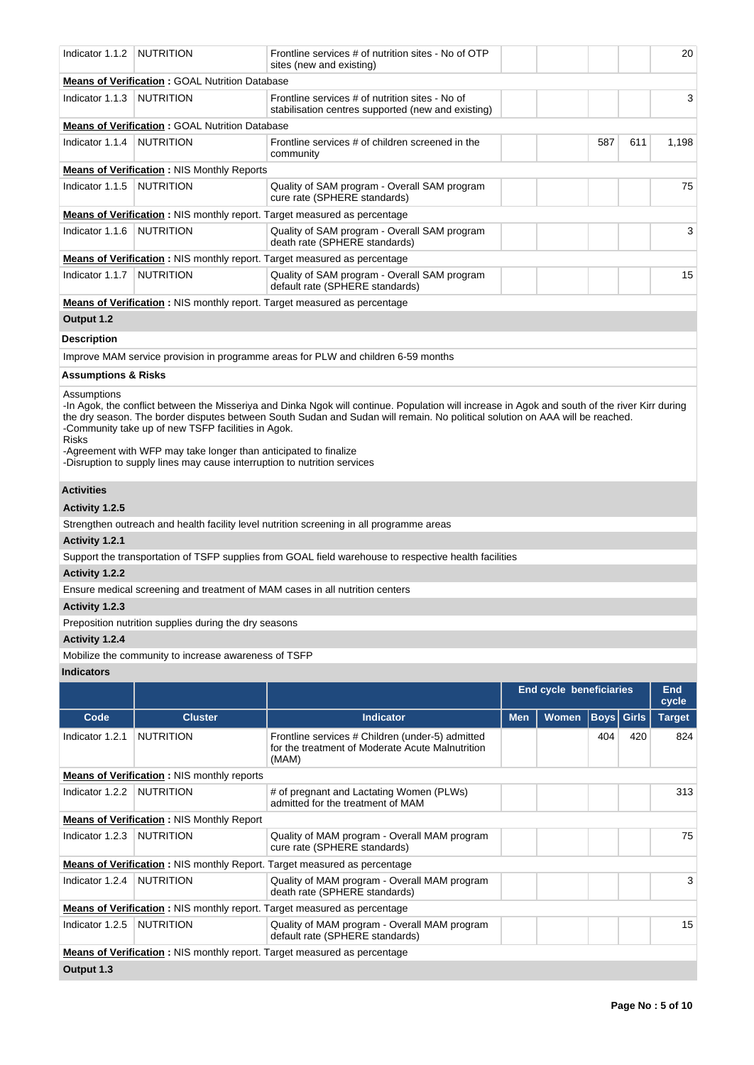| Indicator 1.1.2 | NUTRITION | Frontline services # of nutrition sites - No of OTP sites (new and existing) | | | | | 20 |
|---|---|---|---|---|---|---|---|
| **Means of Verification :** GOAL Nutrition Database | | | | | | | |
| Indicator 1.1.3 | NUTRITION | Frontline services # of nutrition sites - No of stabilisation centres supported (new and existing) | | | | | 3 |
| **Means of Verification :** GOAL Nutrition Database | | | | | | | |
| Indicator 1.1.4 | NUTRITION | Frontline services # of children screened in the community | | | 587 | 611 | 1,198 |
| **Means of Verification :** NIS Monthly Reports | | | | | | | |
| Indicator 1.1.5 | NUTRITION | Quality of SAM program - Overall SAM program cure rate (SPHERE standards) | | | | | 75 |
| **Means of Verification :** NIS monthly report. Target measured as percentage | | | | | | | |
| Indicator 1.1.6 | NUTRITION | Quality of SAM program - Overall SAM program death rate (SPHERE standards) | | | | | 3 |
| **Means of Verification :** NIS monthly report. Target measured as percentage | | | | | | | |
| Indicator 1.1.7 | NUTRITION | Quality of SAM program - Overall SAM program default rate (SPHERE standards) | | | | | 15 |
| **Means of Verification :** NIS monthly report. Target measured as percentage | | | | | | | |

**Output 1.2**

**Description**

Improve MAM service provision in programme areas for PLW and children 6-59 months

**Assumptions & Risks**

Assumptions
-In Agok, the conflict between the Misseriya and Dinka Ngok will continue. Population will increase in Agok and south of the river Kirr during the dry season. The border disputes between South Sudan and Sudan will remain. No political solution on AAA will be reached.
-Community take up of new TSFP facilities in Agok.
Risks
-Agreement with WFP may take longer than anticipated to finalize
-Disruption to supply lines may cause interruption to nutrition services

**Activities**

**Activity 1.2.5**

Strengthen outreach and health facility level nutrition screening in all programme areas

**Activity 1.2.1**

Support the transportation of TSFP supplies from GOAL field warehouse to respective health facilities

**Activity 1.2.2**

Ensure medical screening and treatment of MAM cases in all nutrition centers

**Activity 1.2.3**

Preposition nutrition supplies during the dry seasons

**Activity 1.2.4**

Mobilize the community to increase awareness of TSFP

**Indicators**

| | | | End cycle beneficiaries | | | | End cycle |
|---|---|---|---|---|---|---|---|
| **Code** | **Cluster** | **Indicator** | **Men** | **Women** | **Boys** | **Girls** | **Target** |
| Indicator 1.2.1 | NUTRITION | Frontline services # Children (under-5) admitted for the treatment of Moderate Acute Malnutrition (MAM) | | | 404 | 420 | 824 |
| **Means of Verification :** NIS monthly reports | | | | | | | |
| Indicator 1.2.2 | NUTRITION | # of pregnant and Lactating Women (PLWs) admitted for the treatment of MAM | | | | | 313 |
| **Means of Verification :** NIS Monthly Report | | | | | | | |
| Indicator 1.2.3 | NUTRITION | Quality of MAM program - Overall MAM program cure rate (SPHERE standards) | | | | | 75 |
| **Means of Verification :** NIS monthly Report. Target measured as percentage | | | | | | | |
| Indicator 1.2.4 | NUTRITION | Quality of MAM program - Overall MAM program death rate (SPHERE standards) | | | | | 3 |
| **Means of Verification :** NIS monthly report. Target measured as percentage | | | | | | | |
| Indicator 1.2.5 | NUTRITION | Quality of MAM program - Overall MAM program default rate (SPHERE standards) | | | | | 15 |
| **Means of Verification :** NIS monthly report. Target measured as percentage | | | | | | | |

**Output 1.3**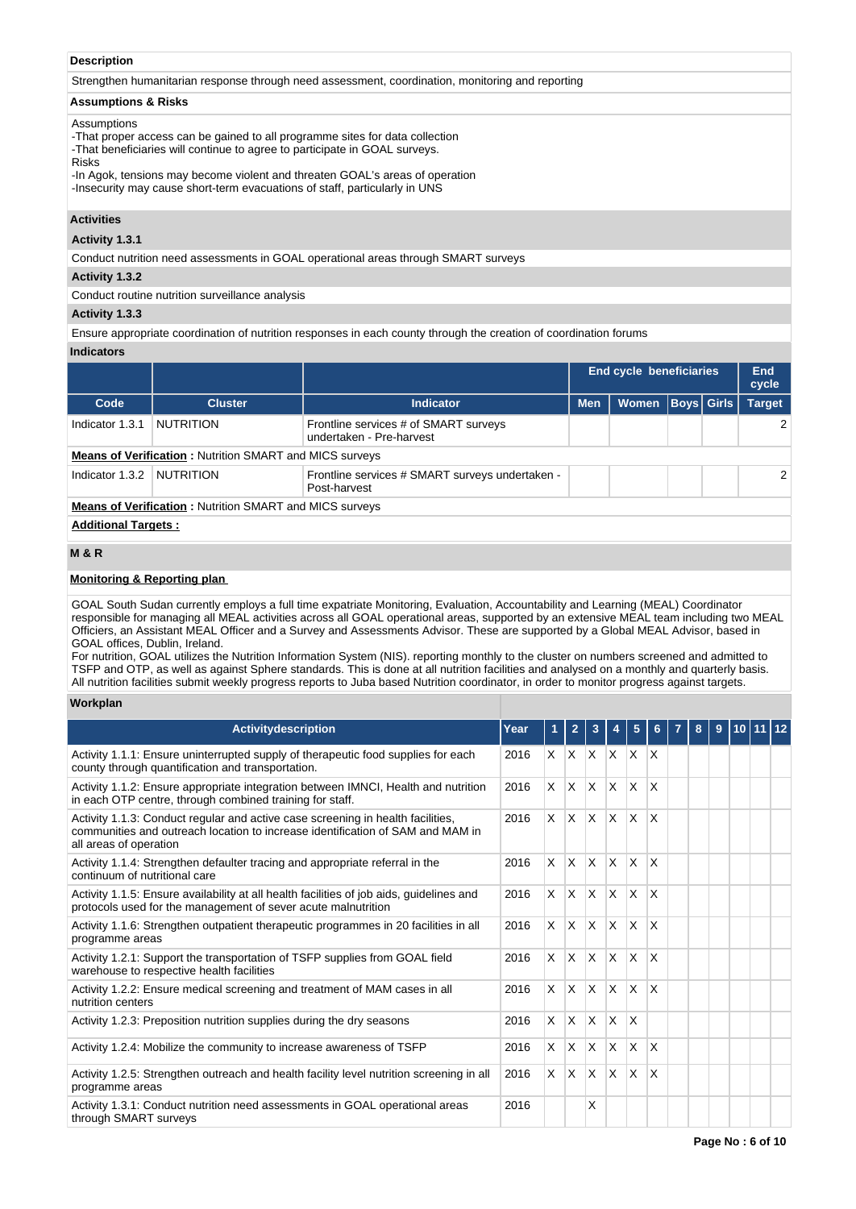**Description**

Strengthen humanitarian response through need assessment, coordination, monitoring and reporting

**Assumptions & Risks**

Assumptions
-That proper access can be gained to all programme sites for data collection
-That beneficiaries will continue to agree to participate in GOAL surveys.
Risks
-In Agok, tensions may become violent and threaten GOAL's areas of operation
-Insecurity may cause short-term evacuations of staff, particularly in UNS

**Activities**

**Activity 1.3.1**

Conduct nutrition need assessments in GOAL operational areas through SMART surveys

**Activity 1.3.2**

Conduct routine nutrition surveillance analysis

**Activity 1.3.3**

Ensure appropriate coordination of nutrition responses in each county through the creation of coordination forums

**Indicators**

| | | | End cycle beneficiaries | | | | End cycle |
|---|---|---|---|---|---|---|---|
| Code | Cluster | Indicator | Men | Women | Boys | Girls | Target |
| Indicator 1.3.1 | NUTRITION | Frontline services # of SMART surveys undertaken - Pre-harvest | | | | | 2 |
| **Means of Verification :** Nutrition SMART and MICS surveys | | | | | | | |
| Indicator 1.3.2 | NUTRITION | Frontline services # SMART surveys undertaken - Post-harvest | | | | | 2 |
| **Means of Verification :** Nutrition SMART and MICS surveys | | | | | | | |

**Additional Targets :**

**M & R**

**Monitoring & Reporting plan**

GOAL South Sudan currently employs a full time expatriate Monitoring, Evaluation, Accountability and Learning (MEAL) Coordinator responsible for managing all MEAL activities across all GOAL operational areas, supported by an extensive MEAL team including two MEAL Officiers, an Assistant MEAL Officer and a Survey and Assessments Advisor. These are supported by a Global MEAL Advisor, based in GOAL offices, Dublin, Ireland.
For nutrition, GOAL utilizes the Nutrition Information System (NIS). reporting monthly to the cluster on numbers screened and admitted to TSFP and OTP, as well as against Sphere standards. This is done at all nutrition facilities and analysed on a monthly and quarterly basis. All nutrition facilities submit weekly progress reports to Juba based Nutrition coordinator, in order to monitor progress against targets.

**Workplan**

| Activitydescription | Year | 1 | 2 | 3 | 4 | 5 | 6 | 7 | 8 | 9 | 10 | 11 | 12 |
|---|---|---|---|---|---|---|---|---|---|---|---|---|---|
| Activity 1.1.1: Ensure uninterrupted supply of therapeutic food supplies for each county through quantification and transportation. | 2016 | X | X | X | X | X | X | | | | | | |
| Activity 1.1.2: Ensure appropriate integration between IMNCI, Health and nutrition in each OTP centre, through combined training for staff. | 2016 | X | X | X | X | X | X | | | | | | |
| Activity 1.1.3: Conduct regular and active case screening in health facilities, communities and outreach location to increase identification of SAM and MAM in all areas of operation | 2016 | X | X | X | X | X | X | | | | | | |
| Activity 1.1.4: Strengthen defaulter tracing and appropriate referral in the continuum of nutritional care | 2016 | X | X | X | X | X | X | | | | | | |
| Activity 1.1.5: Ensure availability at all health facilities of job aids, guidelines and protocols used for the management of sever acute malnutrition | 2016 | X | X | X | X | X | X | | | | | | |
| Activity 1.1.6: Strengthen outpatient therapeutic programmes in 20 facilities in all programme areas | 2016 | X | X | X | X | X | X | | | | | | |
| Activity 1.2.1: Support the transportation of TSFP supplies from GOAL field warehouse to respective health facilities | 2016 | X | X | X | X | X | X | | | | | | |
| Activity 1.2.2: Ensure medical screening and treatment of MAM cases in all nutrition centers | 2016 | X | X | X | X | X | X | | | | | | |
| Activity 1.2.3: Preposition nutrition supplies during the dry seasons | 2016 | X | X | X | X | X | | | | | | | |
| Activity 1.2.4: Mobilize the community to increase awareness of TSFP | 2016 | X | X | X | X | X | X | | | | | | |
| Activity 1.2.5: Strengthen outreach and health facility level nutrition screening in all programme areas | 2016 | X | X | X | X | X | X | | | | | | |
| Activity 1.3.1: Conduct nutrition need assessments in GOAL operational areas through SMART surveys | 2016 | | | X | | | | | | | | | |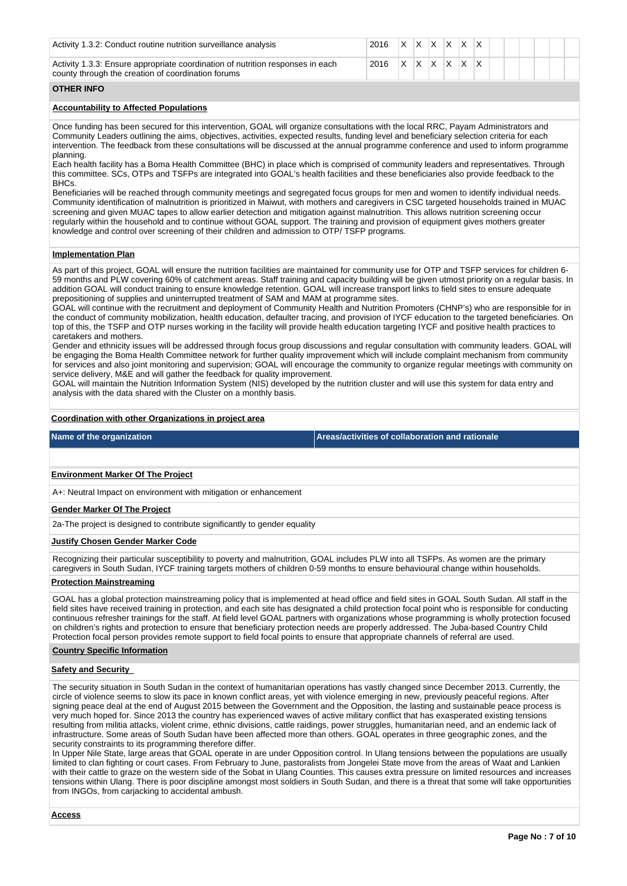| Activity | Year | 1 | 2 | 3 | 4 | 5 | 6 | 7 | 8 | 9 | 10 | 11 | 12 |
|---|---|---|---|---|---|---|---|---|---|---|---|---|---|
| Activity 1.3.2: Conduct routine nutrition surveillance analysis | 2016 | X | X | X | X | X | X | | | | | | |
| Activity 1.3.3: Ensure appropriate coordination of nutrition responses in each county through the creation of coordination forums | 2016 | X | X | X | X | X | X | | | | | | |

## OTHER INFO

### Accountability to Affected Populations

Once funding has been secured for this intervention, GOAL will organize consultations with the local RRC, Payam Administrators and Community Leaders outlining the aims, objectives, activities, expected results, funding level and beneficiary selection criteria for each intervention. The feedback from these consultations will be discussed at the annual programme conference and used to inform programme planning.
Each health facility has a Boma Health Committee (BHC) in place which is comprised of community leaders and representatives. Through this committee. SCs, OTPs and TSFPs are integrated into GOAL's health facilities and these beneficiaries also provide feedback to the BHCs.
Beneficiaries will be reached through community meetings and segregated focus groups for men and women to identify individual needs. Community identification of malnutrition is prioritized in Maiwut, with mothers and caregivers in CSC targeted households trained in MUAC screening and given MUAC tapes to allow earlier detection and mitigation against malnutrition. This allows nutrition screening occur regularly within the household and to continue without GOAL support. The training and provision of equipment gives mothers greater knowledge and control over screening of their children and admission to OTP/ TSFP programs.

### Implementation Plan

As part of this project, GOAL will ensure the nutrition facilities are maintained for community use for OTP and TSFP services for children 6-59 months and PLW covering 60% of catchment areas. Staff training and capacity building will be given utmost priority on a regular basis. In addition GOAL will conduct training to ensure knowledge retention. GOAL will increase transport links to field sites to ensure adequate prepositioning of supplies and uninterrupted treatment of SAM and MAM at programme sites.
GOAL will continue with the recruitment and deployment of Community Health and Nutrition Promoters (CHNP's) who are responsible for in the conduct of community mobilization, health education, defaulter tracing, and provision of IYCF education to the targeted beneficiaries. On top of this, the TSFP and OTP nurses working in the facility will provide health education targeting IYCF and positive health practices to caretakers and mothers.
Gender and ethnicity issues will be addressed through focus group discussions and regular consultation with community leaders. GOAL will be engaging the Boma Health Committee network for further quality improvement which will include complaint mechanism from community for services and also joint monitoring and supervision; GOAL will encourage the community to organize regular meetings with community on service delivery, M&E and will gather the feedback for quality improvement.
GOAL will maintain the Nutrition Information System (NIS) developed by the nutrition cluster and will use this system for data entry and analysis with the data shared with the Cluster on a monthly basis.

### Coordination with other Organizations in project area

| Name of the organization | Areas/activities of collaboration and rationale |
|---|---|
| | |

### Environment Marker Of The Project

A+: Neutral Impact on environment with mitigation or enhancement

### Gender Marker Of The Project

2a-The project is designed to contribute significantly to gender equality

### Justify Chosen Gender Marker Code

Recognizing their particular susceptibility to poverty and malnutrition, GOAL includes PLW into all TSFPs. As women are the primary caregivers in South Sudan, IYCF training targets mothers of children 0-59 months to ensure behavioural change within households.

### Protection Mainstreaming

GOAL has a global protection mainstreaming policy that is implemented at head office and field sites in GOAL South Sudan. All staff in the field sites have received training in protection, and each site has designated a child protection focal point who is responsible for conducting continuous refresher trainings for the staff. At field level GOAL partners with organizations whose programming is wholly protection focused on children's rights and protection to ensure that beneficiary protection needs are properly addressed. The Juba-based Country Child Protection focal person provides remote support to field focal points to ensure that appropriate channels of referral are used.

### Country Specific Information

### Safety and Security

The security situation in South Sudan in the context of humanitarian operations has vastly changed since December 2013. Currently, the circle of violence seems to slow its pace in known conflict areas, yet with violence emerging in new, previously peaceful regions. After signing peace deal at the end of August 2015 between the Government and the Opposition, the lasting and sustainable peace process is very much hoped for. Since 2013 the country has experienced waves of active military conflict that has exasperated existing tensions resulting from militia attacks, violent crime, ethnic divisions, cattle raidings, power struggles, humanitarian need, and an endemic lack of infrastructure. Some areas of South Sudan have been affected more than others. GOAL operates in three geographic zones, and the security constraints to its programming therefore differ.
In Upper Nile State, large areas that GOAL operate in are under Opposition control. In Ulang tensions between the populations are usually limited to clan fighting or court cases. From February to June, pastoralists from Jongelei State move from the areas of Waat and Lankien with their cattle to graze on the western side of the Sobat in Ulang Counties. This causes extra pressure on limited resources and increases tensions within Ulang. There is poor discipline amongst most soldiers in South Sudan, and there is a threat that some will take opportunities from INGOs, from carjacking to accidental ambush.

### Access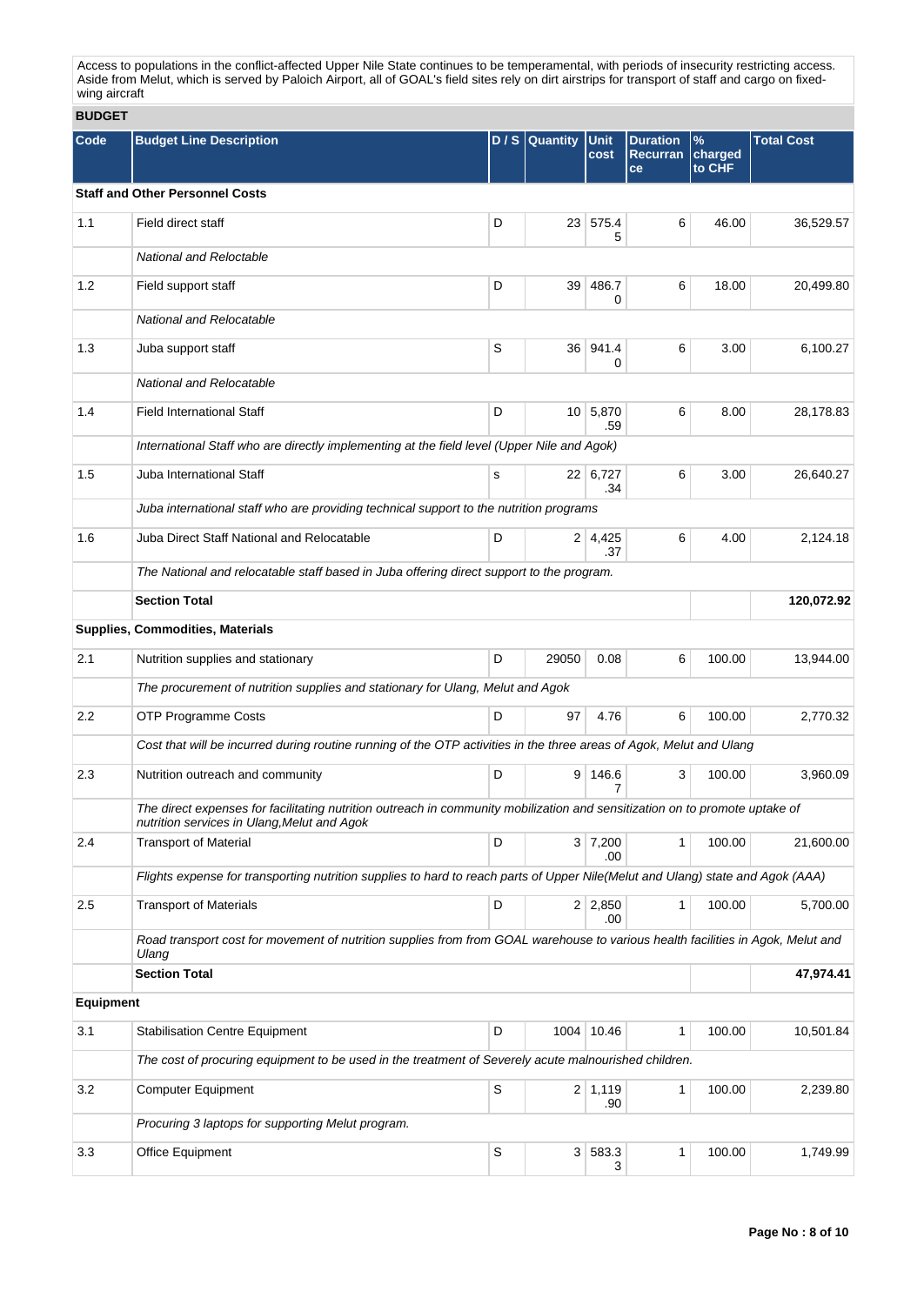Access to populations in the conflict-affected Upper Nile State continues to be temperamental, with periods of insecurity restricting access. Aside from Melut, which is served by Paloich Airport, all of GOAL's field sites rely on dirt airstrips for transport of staff and cargo on fixed-wing aircraft

## BUDGET

| Code | Budget Line Description | D / S | Quantity | Unit cost | Duration Recurrance | % charged to CHF | Total Cost |
|---|---|---|---|---|---|---|---|
| **Staff and Other Personnel Costs** | | | | | | | |
| 1.1 | Field direct staff | D | 23 | 575.45 | 6 | 46.00 | 36,529.57 |
| | *National and Reloctable* | | | | | | |
| 1.2 | Field support staff | D | 39 | 486.70 | 6 | 18.00 | 20,499.80 |
| | *National and Relocatable* | | | | | | |
| 1.3 | Juba support staff | S | 36 | 941.40 | 6 | 3.00 | 6,100.27 |
| | *National and Relocatable* | | | | | | |
| 1.4 | Field International Staff | D | 10 | 5,870.59 | 6 | 8.00 | 28,178.83 |
| | *International Staff who are directly implementing at the field level (Upper Nile and Agok)* | | | | | | |
| 1.5 | Juba International Staff | s | 22 | 6,727.34 | 6 | 3.00 | 26,640.27 |
| | *Juba international staff who are providing technical support to the nutrition programs* | | | | | | |
| 1.6 | Juba Direct Staff National and Relocatable | D | 2 | 4,425.37 | 6 | 4.00 | 2,124.18 |
| | *The National and relocatable staff based in Juba offering direct support to the program.* | | | | | | |
| | **Section Total** | | | | | | **120,072.92** |
| **Supplies, Commodities, Materials** | | | | | | | |
| 2.1 | Nutrition supplies and stationary | D | 29050 | 0.08 | 6 | 100.00 | 13,944.00 |
| | *The procurement of nutrition supplies and stationary for Ulang, Melut and Agok* | | | | | | |
| 2.2 | OTP Programme Costs | D | 97 | 4.76 | 6 | 100.00 | 2,770.32 |
| | *Cost that will be incurred during routine running of the OTP activities in the three areas of Agok, Melut and Ulang* | | | | | | |
| 2.3 | Nutrition outreach and community | D | 9 | 146.67 | 3 | 100.00 | 3,960.09 |
| | *The direct expenses for facilitating nutrition outreach in community mobilization and sensitization on to promote uptake of nutrition services in Ulang,Melut and Agok* | | | | | | |
| 2.4 | Transport of Material | D | 3 | 7,200.00 | 1 | 100.00 | 21,600.00 |
| | *Flights expense for transporting nutrition supplies to hard to reach parts of Upper Nile(Melut and Ulang) state and Agok (AAA)* | | | | | | |
| 2.5 | Transport of Materials | D | 2 | 2,850.00 | 1 | 100.00 | 5,700.00 |
| | *Road transport cost for movement of nutrition supplies from from GOAL warehouse to various health facilities in Agok, Melut and Ulang* | | | | | | |
| | **Section Total** | | | | | | **47,974.41** |
| **Equipment** | | | | | | | |
| 3.1 | Stabilisation Centre Equipment | D | 1004 | 10.46 | 1 | 100.00 | 10,501.84 |
| | *The cost of procuring equipment to be used in the treatment of Severely acute malnourished children.* | | | | | | |
| 3.2 | Computer Equipment | S | 2 | 1,119.90 | 1 | 100.00 | 2,239.80 |
| | *Procuring 3 laptops for supporting Melut program.* | | | | | | |
| 3.3 | Office Equipment | S | 3 | 583.33 | 1 | 100.00 | 1,749.99 |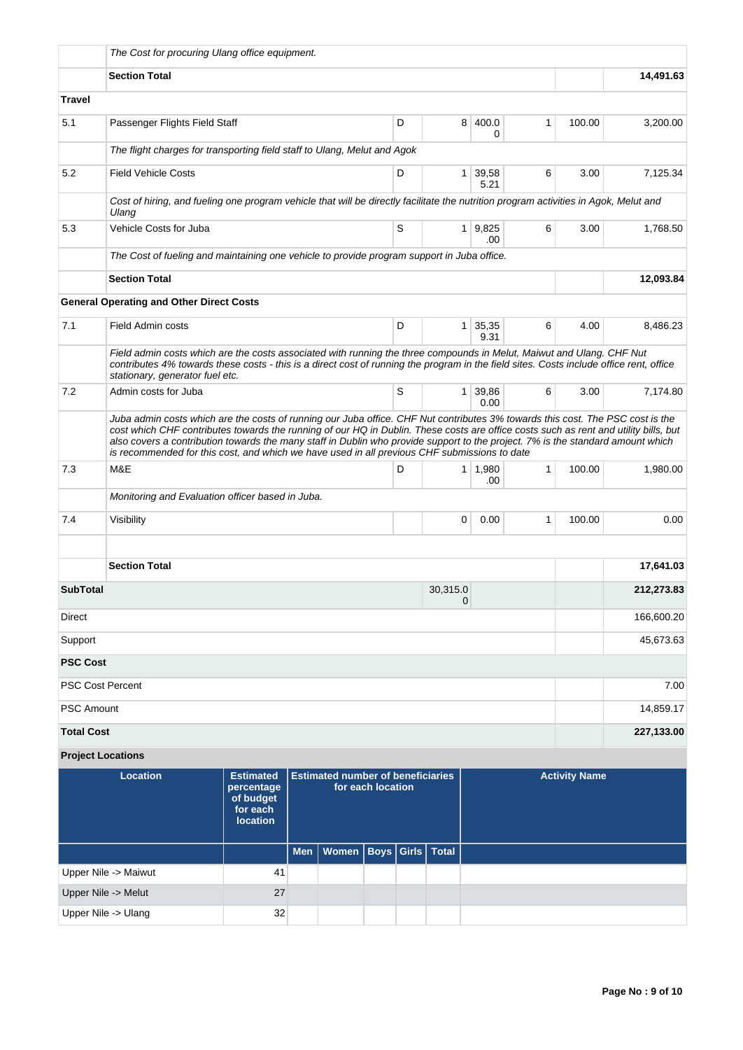| | | | | | | | |
|---|---|---|---|---|---|---|---|
| | *The Cost for procuring Ulang office equipment.* | | | | | | |
| | **Section Total** | | | | | | **14,491.63** |
| **Travel** | | | | | | | |
| 5.1 | Passenger Flights Field Staff | D | 8 | 400.00 | 1 | 100.00 | 3,200.00 |
| | *The flight charges for transporting field staff to Ulang, Melut and Agok* | | | | | | |
| 5.2 | Field Vehicle Costs | D | 1 | 39,585.21 | 6 | 3.00 | 7,125.34 |
| | *Cost of hiring, and fueling one program vehicle that will be directly facilitate the nutrition program activities in Agok, Melut and Ulang* | | | | | | |
| 5.3 | Vehicle Costs for Juba | S | 1 | 9,825.00 | 6 | 3.00 | 1,768.50 |
| | *The Cost of fueling and maintaining one vehicle to provide program support in Juba office.* | | | | | | |
| | **Section Total** | | | | | | **12,093.84** |
| **General Operating and Other Direct Costs** | | | | | | | |
| 7.1 | Field Admin costs | D | 1 | 35,359.31 | 6 | 4.00 | 8,486.23 |
| | *Field admin costs which are the costs associated with running the three compounds in Melut, Maiwut and Ulang. CHF Nut contributes 4% towards these costs - this is a direct cost of running the program in the field sites. Costs include office rent, office stationary, generator fuel etc.* | | | | | | |
| 7.2 | Admin costs for Juba | S | 1 | 39,860.00 | 6 | 3.00 | 7,174.80 |
| | *Juba admin costs which are the costs of running our Juba office. CHF Nut contributes 3% towards this cost. The PSC cost is the cost which CHF contributes towards the running of our HQ in Dublin. These costs are office costs such as rent and utility bills, but also covers a contribution towards the many staff in Dublin who provide support to the project. 7% is the standard amount which is recommended for this cost, and which we have used in all previous CHF submissions to date* | | | | | | |
| 7.3 | M&E | D | 1 | 1,980.00 | 1 | 100.00 | 1,980.00 |
| | *Monitoring and Evaluation officer based in Juba.* | | | | | | |
| 7.4 | Visibility | | 0 | 0.00 | 1 | 100.00 | 0.00 |
| | | | | | | | |
| | **Section Total** | | | | | | **17,641.03** |
| **SubTotal** | | | 30,315.00 | | | | **212,273.83** |
| Direct | | | | | | | 166,600.20 |
| Support | | | | | | | 45,673.63 |
| **PSC Cost** | | | | | | | |
| PSC Cost Percent | | | | | | | 7.00 |
| PSC Amount | | | | | | | 14,859.17 |
| **Total Cost** | | | | | | | **227,133.00** |

**Project Locations**

| Location | Estimated percentage of budget for each location | Estimated number of beneficiaries for each location | | | | | Activity Name |
|---|---|---|---|---|---|---|---|
| | | Men | Women | Boys | Girls | Total | |
| Upper Nile -> Maiwut | 41 | | | | | | |
| Upper Nile -> Melut | 27 | | | | | | |
| Upper Nile -> Ulang | 32 | | | | | | |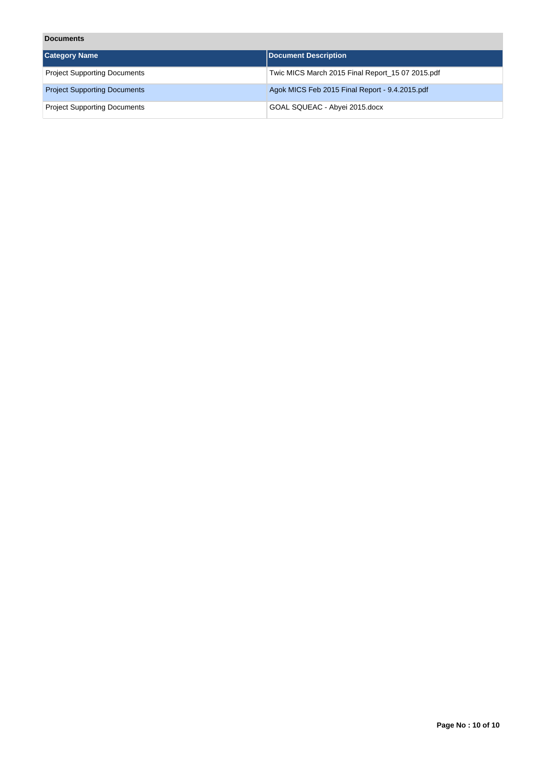**Documents**

| Category Name | Document Description |
|---|---|
| Project Supporting Documents | Twic MICS March 2015 Final Report_15 07 2015.pdf |
| Project Supporting Documents | Agok MICS Feb 2015 Final Report - 9.4.2015.pdf |
| Project Supporting Documents | GOAL SQUEAC - Abyei 2015.docx |